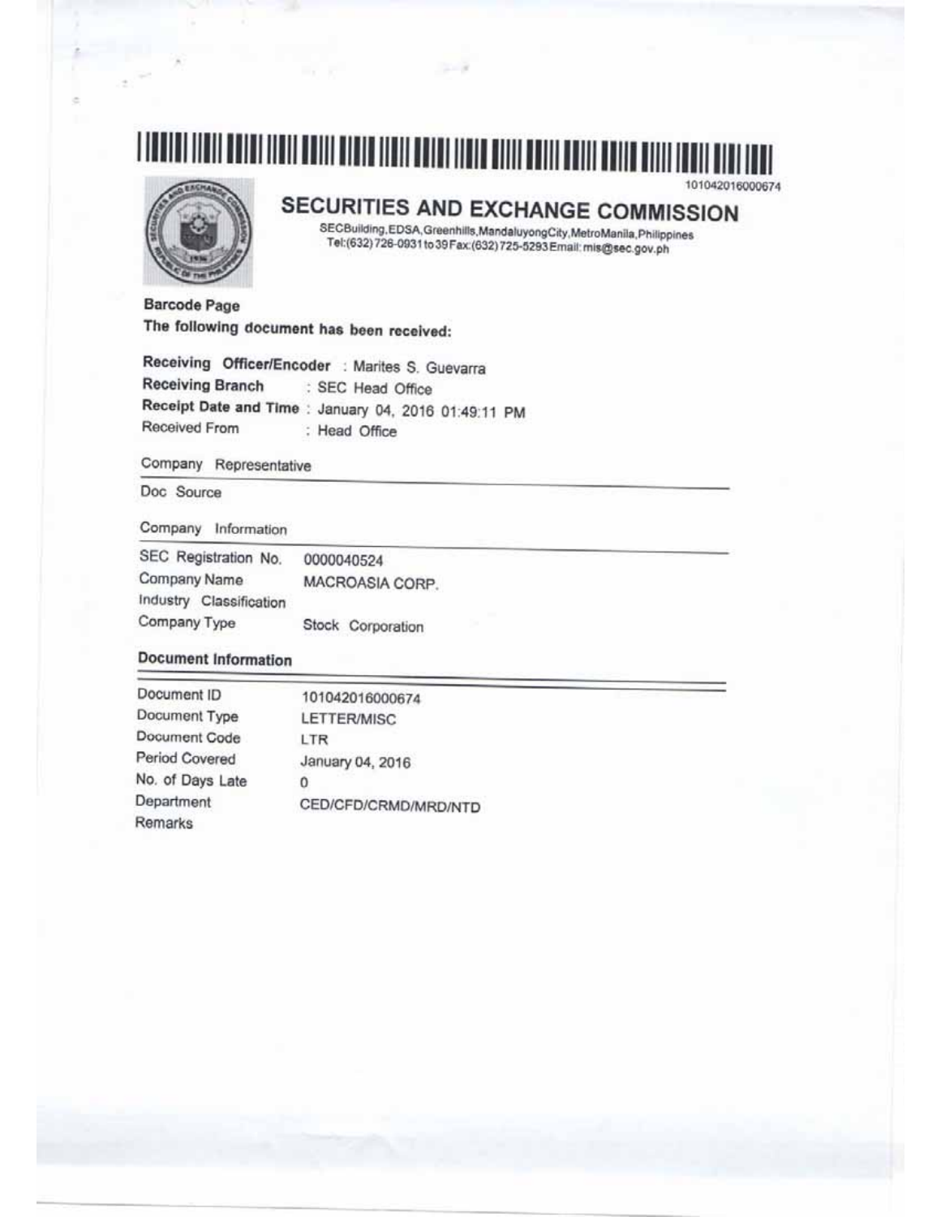101042016000674

# SECURITIES AND EXCHANGE COMMISSION

SECBuilding,EDSA,Greenhills,MandaluyongCity,MetroManila,Philippines
Tel:(632)726-0931to39Fax:(632)725-5293Email:mis@sec.gov.ph

**Barcode Page**

**The following document has been received:**

**Receiving Officer/Encoder** : Marites S. Guevarra
**Receiving Branch** : SEC Head Office
**Receipt Date and Time** : January 04, 2016 01:49:11 PM
Received From : Head Office

Company Representative

Doc Source

Company Information

| | |
|---|---|
| SEC Registration No. | 0000040524 |
| Company Name | MACROASIA CORP. |
| Industry Classification | |
| Company Type | Stock Corporation |

**Document Information**

| | |
|---|---|
| Document ID | 101042016000674 |
| Document Type | LETTER/MISC |
| Document Code | LTR |
| Period Covered | January 04, 2016 |
| No. of Days Late | 0 |
| Department | CED/CFD/CRMD/MRD/NTD |
| Remarks | |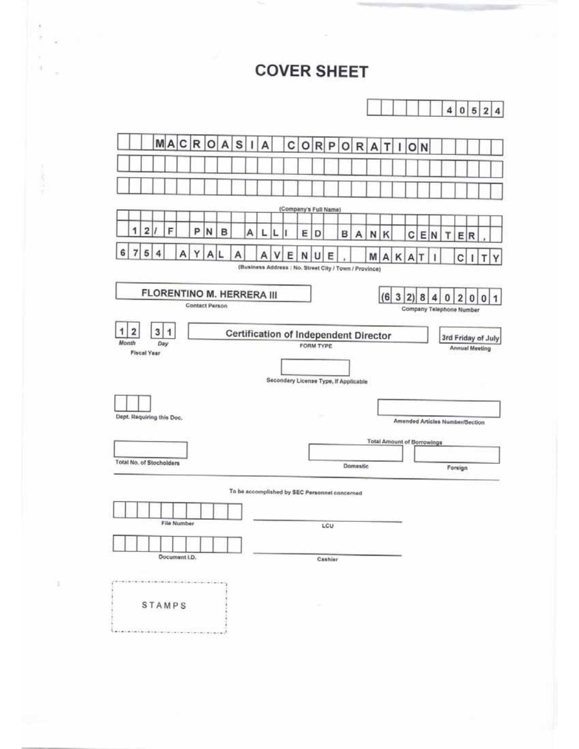# COVER SHEET

40524

**MACROASIA CORPORATION**

(Company's Full Name)

12/F PNB ALLIED BANK CENTER, 6754 AYALA AVENUE, MAKATI CITY

(Business Address : No. Street City / Town / Province)

| FLORENTINO M. HERRERA III | (632) 8402001 |
|---|---|
| Contact Person | Company Telephone Number |

| 12 | 31 | Certification of Independent Director | 3rd Friday of July |
|---|---|---|---|
| Month | Day | FORM TYPE | Annual Meeting |
| Fiscal Year | | | |

Secondary License Type, If Applicable

Dept. Requiring this Doc.

Amended Articles Number/Section

Total Amount of Borrowings

| Total No. of Stocholders | Domestic | Foreign |
|---|---|---|
| | | |

To be accomplished by SEC Personnel concerned

File Number

LCU

Document I.D.

Cashier

STAMPS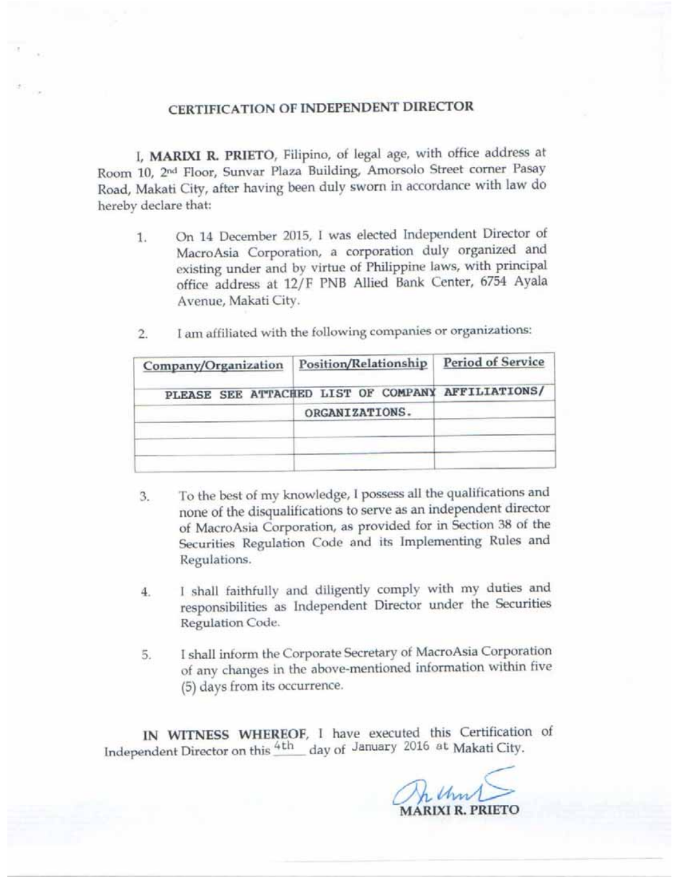# CERTIFICATION OF INDEPENDENT DIRECTOR

I, **MARIXI R. PRIETO**, Filipino, of legal age, with office address at Room 10, 2nd Floor, Sunvar Plaza Building, Amorsolo Street corner Pasay Road, Makati City, after having been duly sworn in accordance with law do hereby declare that:

1. On 14 December 2015, I was elected Independent Director of MacroAsia Corporation, a corporation duly organized and existing under and by virtue of Philippine laws, with principal office address at 12/F PNB Allied Bank Center, 6754 Ayala Avenue, Makati City.

2. I am affiliated with the following companies or organizations:

| Company/Organization | Position/Relationship | Period of Service |
|---|---|---|
| PLEASE SEE ATTACHED LIST OF COMPANY AFFILIATIONS/ | | |
| | ORGANIZATIONS. | |
| | | |
| | | |
| | | |

3. To the best of my knowledge, I possess all the qualifications and none of the disqualifications to serve as an independent director of MacroAsia Corporation, as provided for in Section 38 of the Securities Regulation Code and its Implementing Rules and Regulations.

4. I shall faithfully and diligently comply with my duties and responsibilities as Independent Director under the Securities Regulation Code.

5. I shall inform the Corporate Secretary of MacroAsia Corporation of any changes in the above-mentioned information within five (5) days from its occurrence.

**IN WITNESS WHEREOF**, I have executed this Certification of Independent Director on this 4th day of January 2016 at Makati City.

**MARIXI R. PRIETO**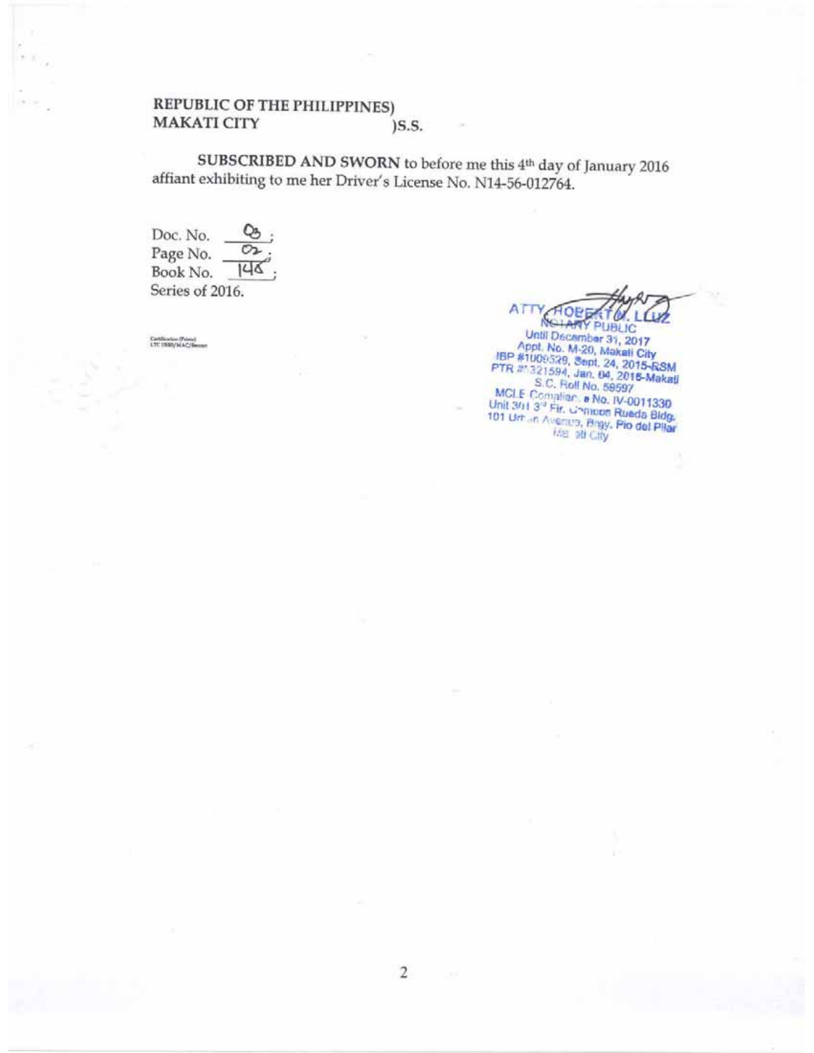REPUBLIC OF THE PHILIPPINES)
MAKATI CITY )S.S.

**SUBSCRIBED AND SWORN** to before me this 4th day of January 2016 affiant exhibiting to me her Driver's License No. N14-56-012764.

Doc. No. 03;
Page No. 02;
Book No. 148;
Series of 2016.

Certification (Prints)
LTC USRD/MAC/Benser

ATTY. ROBERTO V. LUZ
NOTARY PUBLIC
Until December 31, 2017
Appt. No. M-20, Makati City
IBP #1009529, Sept. 24, 2015-RSM
PTR #321594, Jan. 04, 2016-Makati
S.C. Roll No. 58597
MCLE Compliance No. IV-0011330
Unit 301 3rd Flr. Cemioon Rueda Bldg.
101 Urban Avenue, Brgy. Pio del Pilar
Makati City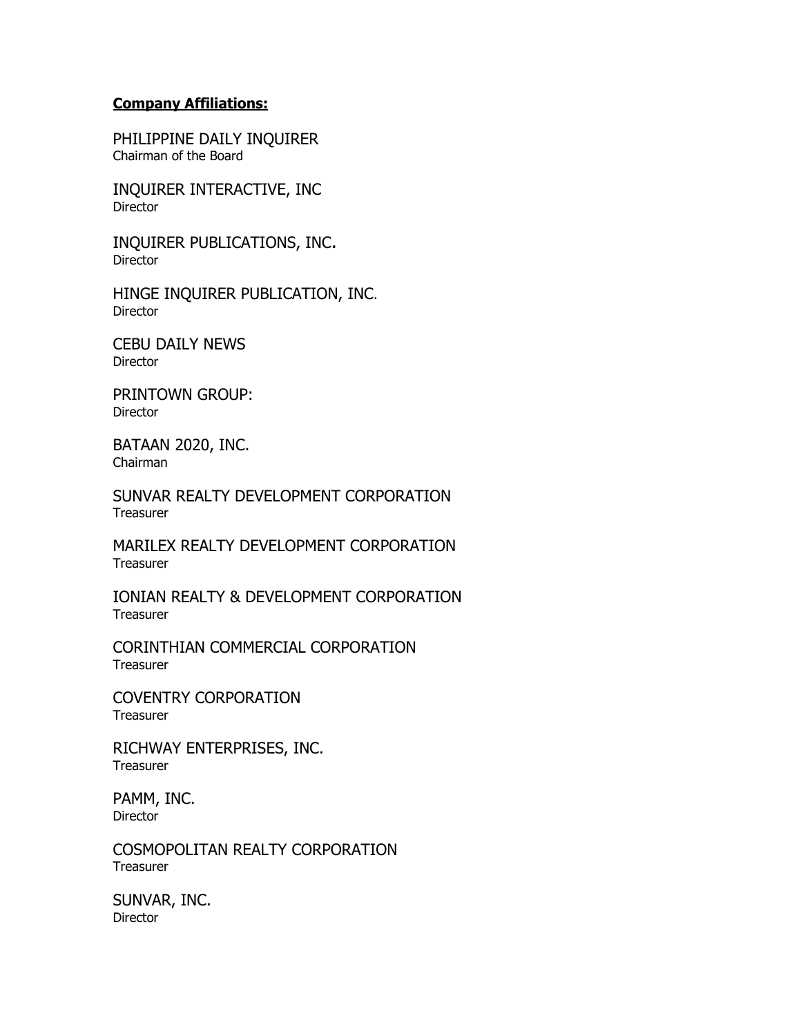**Company Affiliations:**

PHILIPPINE DAILY INQUIRER
Chairman of the Board

INQUIRER INTERACTIVE, INC
Director

INQUIRER PUBLICATIONS, INC.
Director

HINGE INQUIRER PUBLICATION, INC.
Director

CEBU DAILY NEWS
Director

PRINTOWN GROUP:
Director

BATAAN 2020, INC.
Chairman

SUNVAR REALTY DEVELOPMENT CORPORATION
Treasurer

MARILEX REALTY DEVELOPMENT CORPORATION
Treasurer

IONIAN REALTY & DEVELOPMENT CORPORATION
Treasurer

CORINTHIAN COMMERCIAL CORPORATION
Treasurer

COVENTRY CORPORATION
Treasurer

RICHWAY ENTERPRISES, INC.
Treasurer

PAMM, INC.
Director

COSMOPOLITAN REALTY CORPORATION
Treasurer

SUNVAR, INC.
Director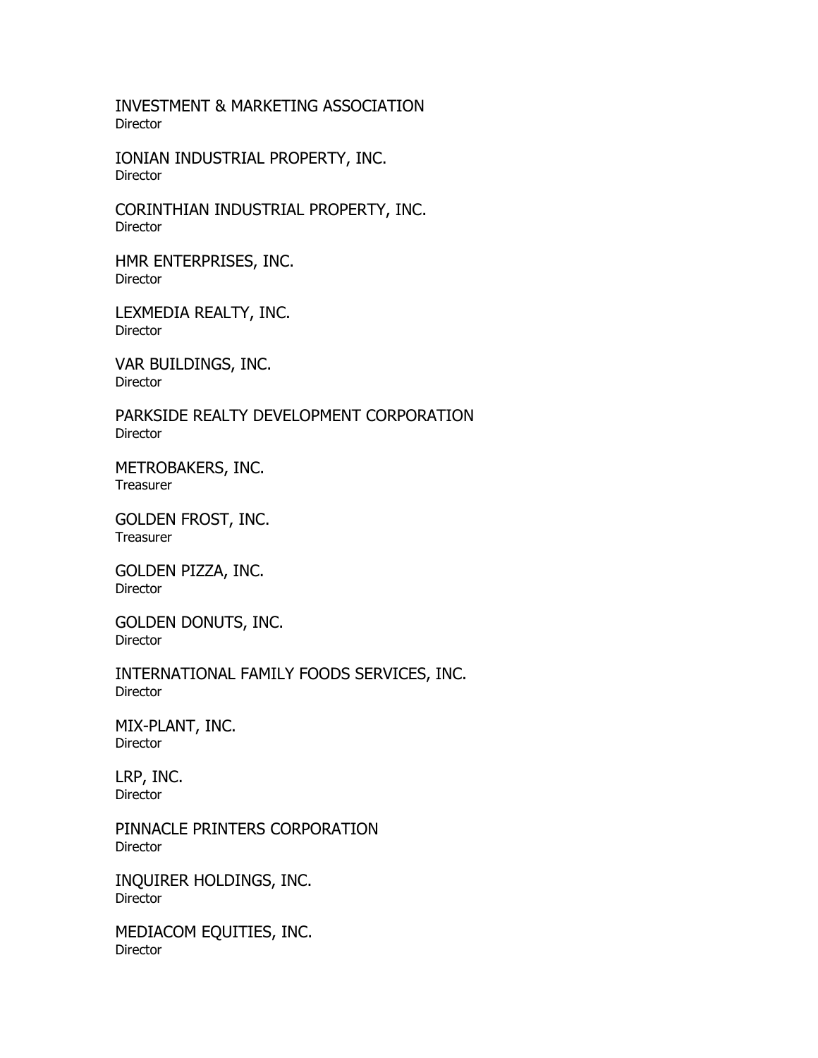INVESTMENT & MARKETING ASSOCIATION
Director

IONIAN INDUSTRIAL PROPERTY, INC.
Director

CORINTHIAN INDUSTRIAL PROPERTY, INC.
Director

HMR ENTERPRISES, INC.
Director

LEXMEDIA REALTY, INC.
Director

VAR BUILDINGS, INC.
Director

PARKSIDE REALTY DEVELOPMENT CORPORATION
Director

METROBAKERS, INC.
Treasurer

GOLDEN FROST, INC.
Treasurer

GOLDEN PIZZA, INC.
Director

GOLDEN DONUTS, INC.
Director

INTERNATIONAL FAMILY FOODS SERVICES, INC.
Director

MIX-PLANT, INC.
Director

LRP, INC.
Director

PINNACLE PRINTERS CORPORATION
Director

INQUIRER HOLDINGS, INC.
Director

MEDIACOM EQUITIES, INC.
Director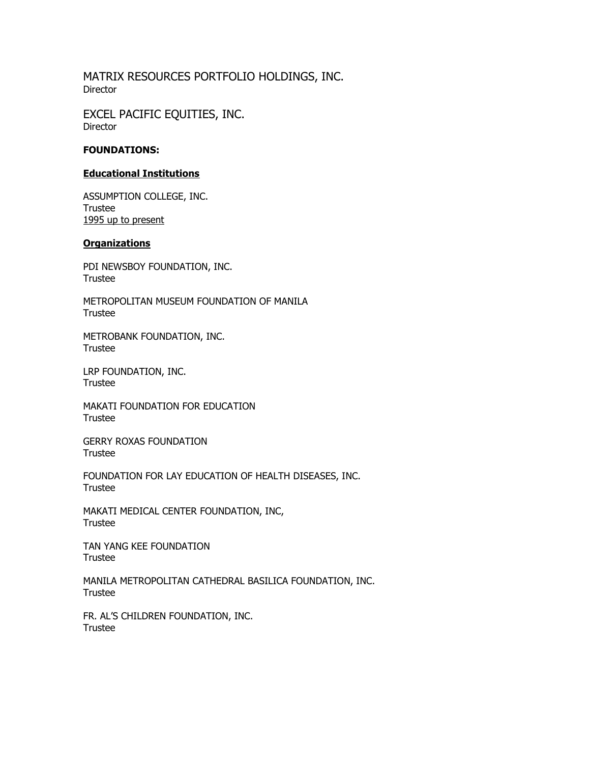MATRIX RESOURCES PORTFOLIO HOLDINGS, INC.
Director

EXCEL PACIFIC EQUITIES, INC.
Director

**FOUNDATIONS:**

**Educational Institutions**

ASSUMPTION COLLEGE, INC.
Trustee
1995 up to present

**Organizations**

PDI NEWSBOY FOUNDATION, INC.
Trustee

METROPOLITAN MUSEUM FOUNDATION OF MANILA
Trustee

METROBANK FOUNDATION, INC.
Trustee

LRP FOUNDATION, INC.
Trustee

MAKATI FOUNDATION FOR EDUCATION
Trustee

GERRY ROXAS FOUNDATION
Trustee

FOUNDATION FOR LAY EDUCATION OF HEALTH DISEASES, INC.
Trustee

MAKATI MEDICAL CENTER FOUNDATION, INC,
Trustee

TAN YANG KEE FOUNDATION
Trustee

MANILA METROPOLITAN CATHEDRAL BASILICA FOUNDATION, INC.
Trustee

FR. AL'S CHILDREN FOUNDATION, INC.
Trustee